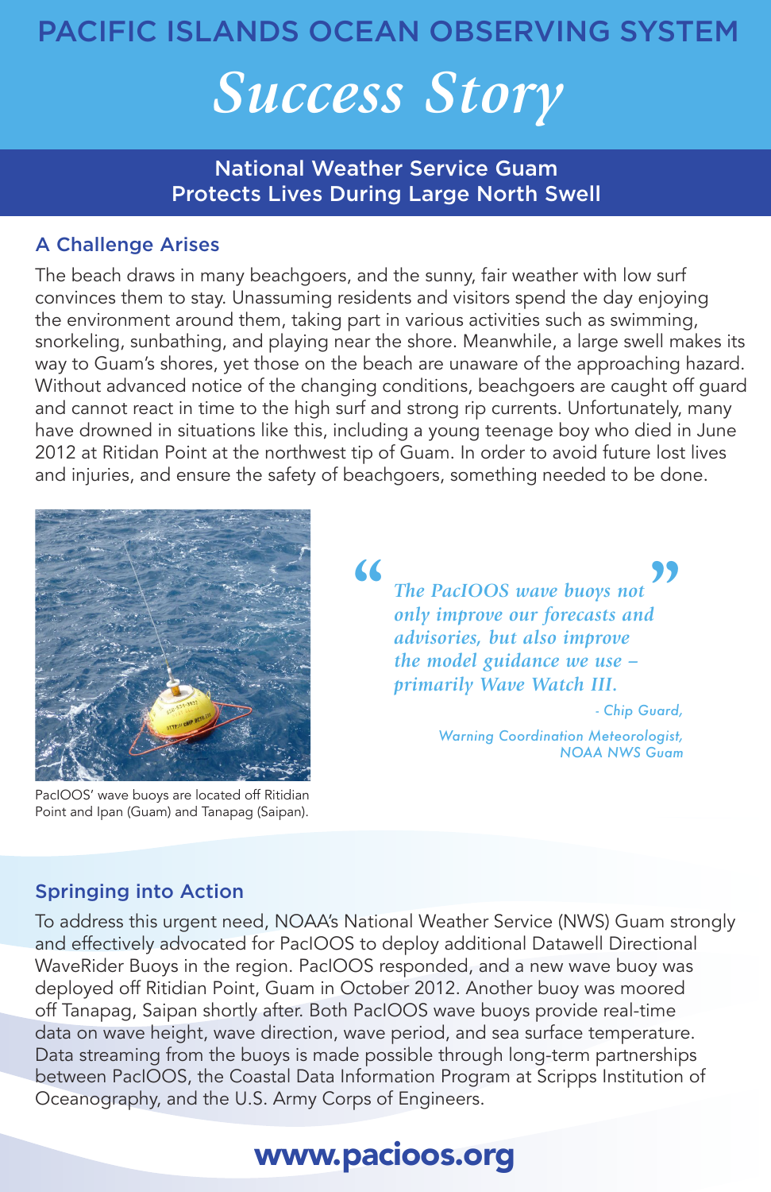PACIFIC ISLANDS OCEAN OBSERVING SYSTEM

# *Success Story*

## National Weather Service Guam Protects Lives During Large North Swell

### A Challenge Arises

The beach draws in many beachgoers, and the sunny, fair weather with low surf convinces them to stay. Unassuming residents and visitors spend the day enjoying the environment around them, taking part in various activities such as swimming, snorkeling, sunbathing, and playing near the shore. Meanwhile, a large swell makes its way to Guam's shores, yet those on the beach are unaware of the approaching hazard. Without advanced notice of the changing conditions, beachgoers are caught off guard and cannot react in time to the high surf and strong rip currents. Unfortunately, many have drowned in situations like this, including a young teenage boy who died in June 2012 at Ritidan Point at the northwest tip of Guam. In order to avoid future lost lives and injuries, and ensure the safety of beachgoers, something needed to be done.

PacIOOS' wave buoys are located off Ritidian Point and Ipan (Guam) and Tanapag (Saipan).

> *"The PacIOOS wave buoys not only improve our forecasts and advisories, but also improve the model guidance we use – primarily Wave Watch III."*
>
> *- Chip Guard,*
> *Warning Coordination Meteorologist, NOAA NWS Guam*

### Springing into Action

To address this urgent need, NOAA's National Weather Service (NWS) Guam strongly and effectively advocated for PacIOOS to deploy additional Datawell Directional WaveRider Buoys in the region. PacIOOS responded, and a new wave buoy was deployed off Ritidian Point, Guam in October 2012. Another buoy was moored off Tanapag, Saipan shortly after. Both PacIOOS wave buoys provide real-time data on wave height, wave direction, wave period, and sea surface temperature. Data streaming from the buoys is made possible through long-term partnerships between PacIOOS, the Coastal Data Information Program at Scripps Institution of Oceanography, and the U.S. Army Corps of Engineers.

**www.pacioos.org**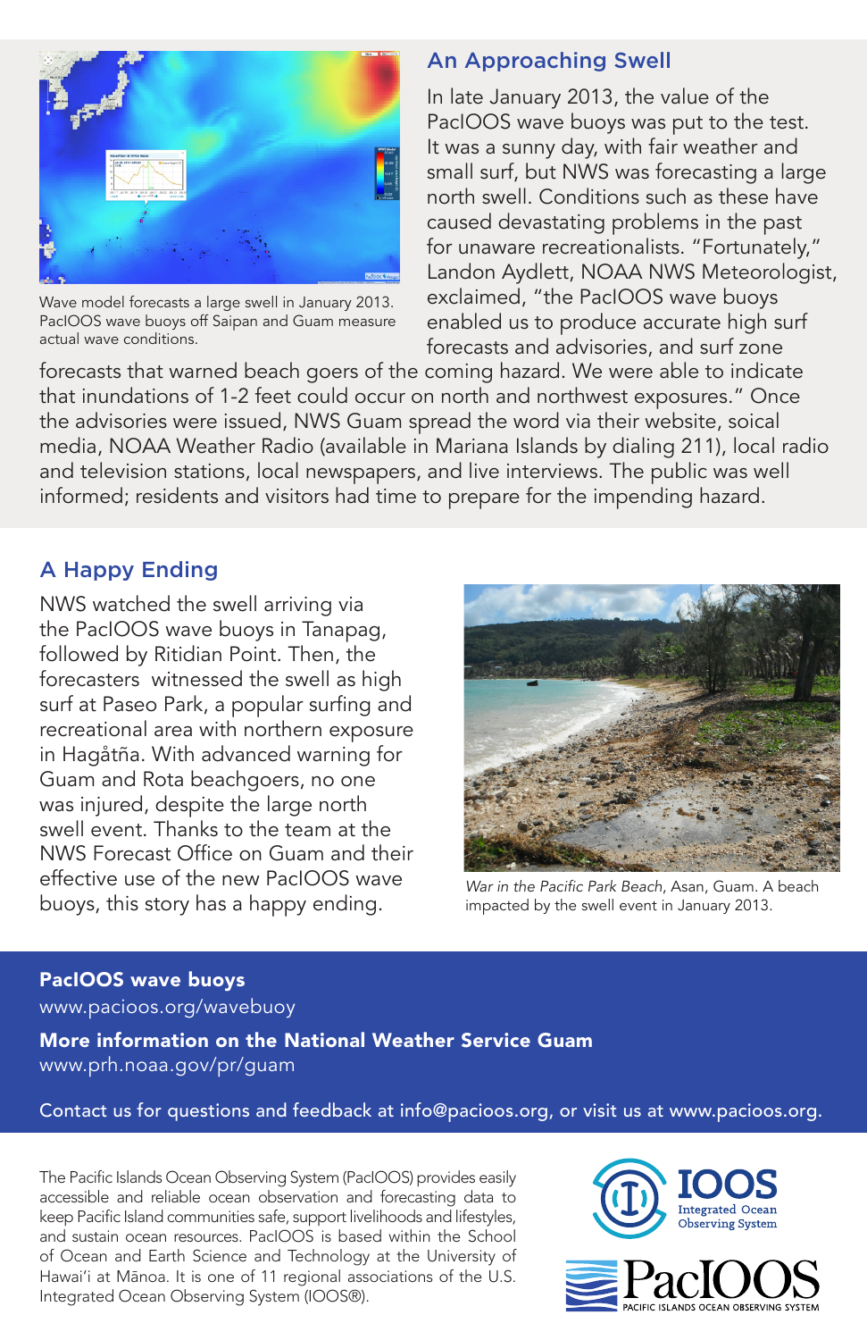Wave model forecasts a large swell in January 2013. PacIOOS wave buoys off Saipan and Guam measure actual wave conditions.

## An Approaching Swell

In late January 2013, the value of the PacIOOS wave buoys was put to the test. It was a sunny day, with fair weather and small surf, but NWS was forecasting a large north swell. Conditions such as these have caused devastating problems in the past for unaware recreationalists. "Fortunately," Landon Aydlett, NOAA NWS Meteorologist, exclaimed, "the PacIOOS wave buoys enabled us to produce accurate high surf forecasts and advisories, and surf zone forecasts that warned beach goers of the coming hazard. We were able to indicate that inundations of 1-2 feet could occur on north and northwest exposures." Once the advisories were issued, NWS Guam spread the word via their website, soical media, NOAA Weather Radio (available in Mariana Islands by dialing 211), local radio and television stations, local newspapers, and live interviews. The public was well informed; residents and visitors had time to prepare for the impending hazard.

## A Happy Ending

NWS watched the swell arriving via the PacIOOS wave buoys in Tanapag, followed by Ritidian Point. Then, the forecasters witnessed the swell as high surf at Paseo Park, a popular surfing and recreational area with northern exposure in Hagåtña. With advanced warning for Guam and Rota beachgoers, no one was injured, despite the large north swell event. Thanks to the team at the NWS Forecast Office on Guam and their effective use of the new PacIOOS wave buoys, this story has a happy ending.

*War in the Pacific Park Beach*, Asan, Guam. A beach impacted by the swell event in January 2013.

**PacIOOS wave buoys**
www.pacioos.org/wavebuoy

**More information on the National Weather Service Guam**
www.prh.noaa.gov/pr/guam

Contact us for questions and feedback at info@pacioos.org, or visit us at www.pacioos.org.

The Pacific Islands Ocean Observing System (PacIOOS) provides easily accessible and reliable ocean observation and forecasting data to keep Pacific Island communities safe, support livelihoods and lifestyles, and sustain ocean resources. PacIOOS is based within the School of Ocean and Earth Science and Technology at the University of Hawai'i at Mānoa. It is one of 11 regional associations of the U.S. Integrated Ocean Observing System (IOOS®).

IOOS Integrated Ocean Observing System

PacIOOS PACIFIC ISLANDS OCEAN OBSERVING SYSTEM